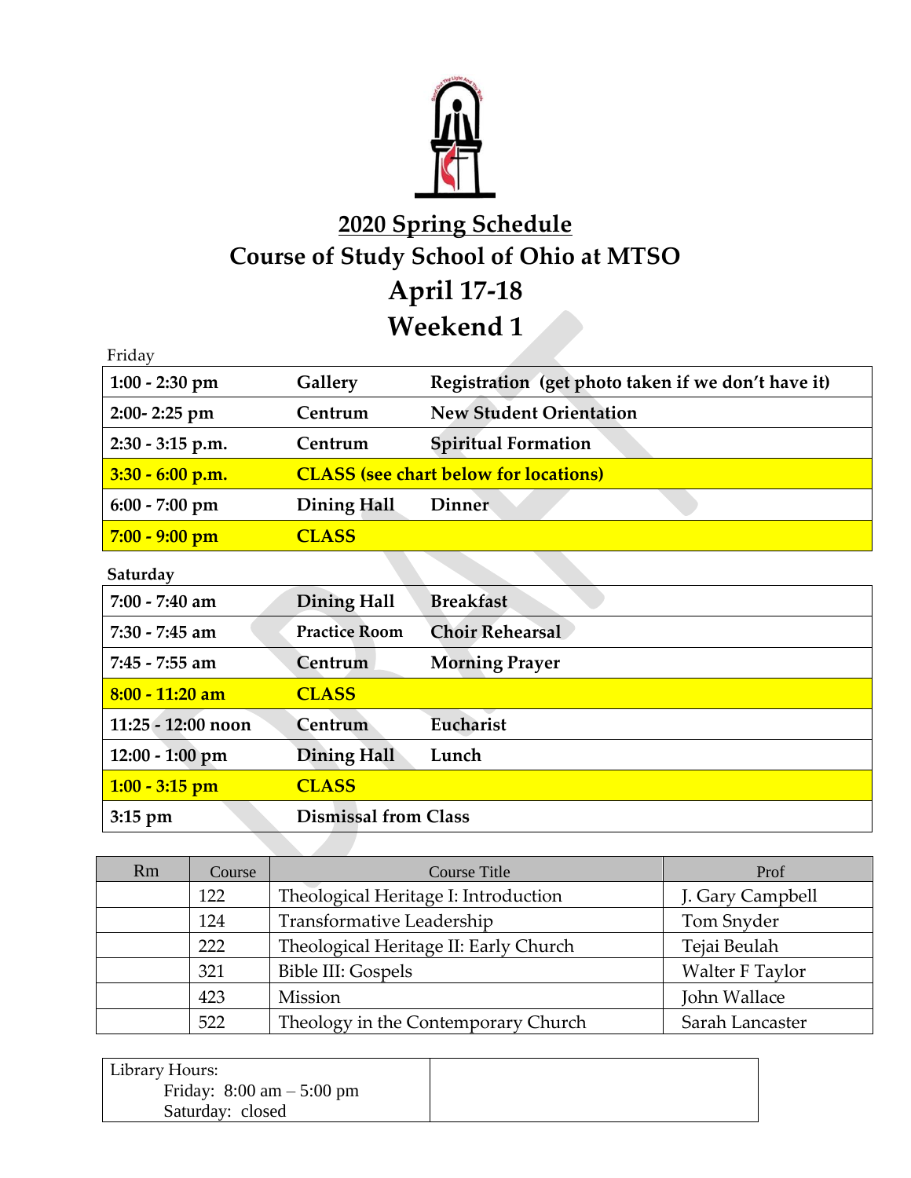# 2020 Spring Schedule

# Course of Study School of Ohio at MTSO

# April 17-18

# Weekend 1

Friday

| | | |
|---|---|---|
| **1:00 - 2:30 pm** | **Gallery** | **Registration (get photo taken if we don't have it)** |
| **2:00- 2:25 pm** | **Centrum** | **New Student Orientation** |
| **2:30 - 3:15 p.m.** | **Centrum** | **Spiritual Formation** |
| **3:30 - 6:00 p.m.** | **CLASS (see chart below for locations)** | |
| **6:00 - 7:00 pm** | **Dining Hall** | **Dinner** |
| **7:00 - 9:00 pm** | **CLASS** | |

Saturday

| | | |
|---|---|---|
| **7:00 - 7:40 am** | **Dining Hall** | **Breakfast** |
| **7:30 - 7:45 am** | **Practice Room** | **Choir Rehearsal** |
| **7:45 - 7:55 am** | **Centrum** | **Morning Prayer** |
| **8:00 - 11:20 am** | **CLASS** | |
| **11:25 - 12:00 noon** | **Centrum** | **Eucharist** |
| **12:00 - 1:00 pm** | **Dining Hall** | **Lunch** |
| **1:00 - 3:15 pm** | **CLASS** | |
| **3:15 pm** | **Dismissal from Class** | |

| Rm | Course | Course Title | Prof |
|---|---|---|---|
| | 122 | Theological Heritage I: Introduction | J. Gary Campbell |
| | 124 | Transformative Leadership | Tom Snyder |
| | 222 | Theological Heritage II: Early Church | Tejai Beulah |
| | 321 | Bible III: Gospels | Walter F Taylor |
| | 423 | Mission | John Wallace |
| | 522 | Theology in the Contemporary Church | Sarah Lancaster |

| Library Hours: | |
|---|---|
| Friday: 8:00 am – 5:00 pm<br>Saturday: closed | |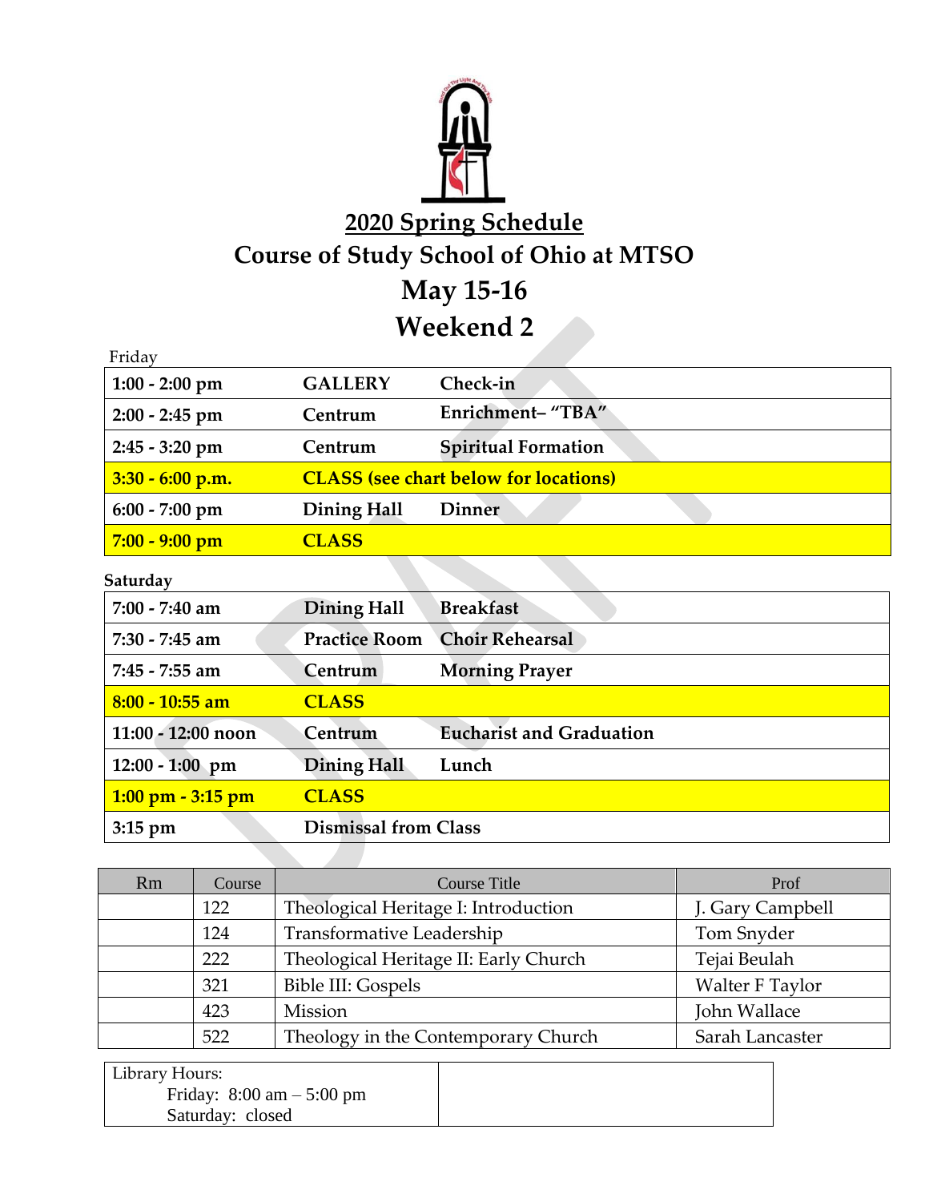# 2020 Spring Schedule

## Course of Study School of Ohio at MTSO

## May 15-16

## Weekend 2

Friday

| | | |
|---|---|---|
| **1:00 - 2:00 pm** | **GALLERY** | **Check-in** |
| **2:00 - 2:45 pm** | **Centrum** | **Enrichment– "TBA"** |
| **2:45 - 3:20 pm** | **Centrum** | **Spiritual Formation** |
| **3:30 - 6:00 p.m.** | **CLASS (see chart below for locations)** | |
| **6:00 - 7:00 pm** | **Dining Hall** | **Dinner** |
| **7:00 - 9:00 pm** | **CLASS** | |

**Saturday**

| | | |
|---|---|---|
| **7:00 - 7:40 am** | **Dining Hall** | **Breakfast** |
| **7:30 - 7:45 am** | **Practice Room** | **Choir Rehearsal** |
| **7:45 - 7:55 am** | **Centrum** | **Morning Prayer** |
| **8:00 - 10:55 am** | **CLASS** | |
| **11:00 - 12:00 noon** | **Centrum** | **Eucharist and Graduation** |
| **12:00 - 1:00 pm** | **Dining Hall** | **Lunch** |
| **1:00 pm - 3:15 pm** | **CLASS** | |
| **3:15 pm** | **Dismissal from Class** | |

| Rm | Course | Course Title | Prof |
|---|---|---|---|
| | 122 | Theological Heritage I: Introduction | J. Gary Campbell |
| | 124 | Transformative Leadership | Tom Snyder |
| | 222 | Theological Heritage II: Early Church | Tejai Beulah |
| | 321 | Bible III: Gospels | Walter F Taylor |
| | 423 | Mission | John Wallace |
| | 522 | Theology in the Contemporary Church | Sarah Lancaster |

Library Hours:
Friday: 8:00 am – 5:00 pm
Saturday: closed